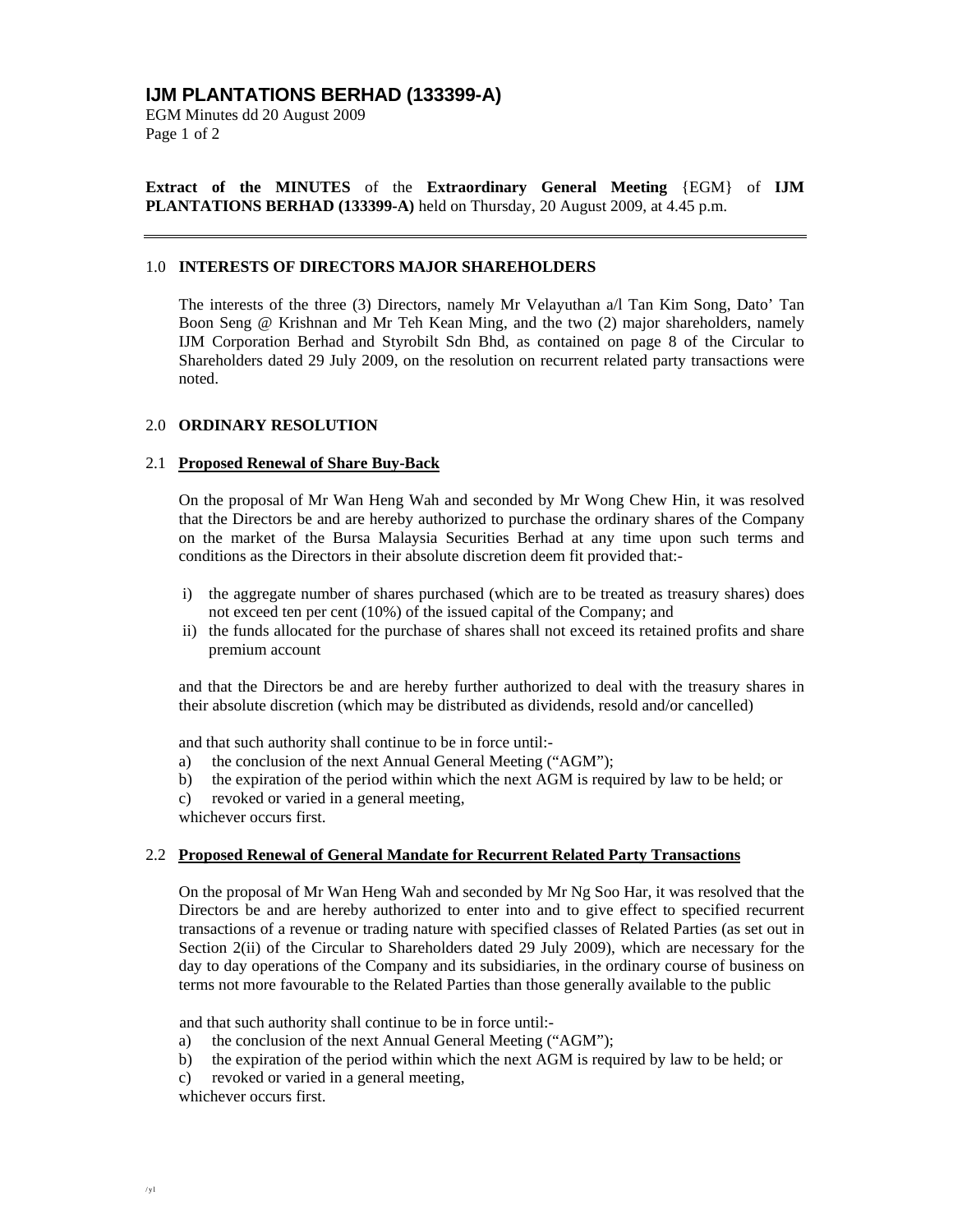# IJM PLANTATIONS BERHAD (133399-A)

EGM Minutes dd 20 August 2009

**Extract of the MINUTES** of the **Extraordinary General Meeting** {EGM} of **IJM PLANTATIONS BERHAD (133399-A)** held on Thursday, 20 August 2009, at 4.45 p.m.

---

## 1.0 INTERESTS OF DIRECTORS MAJOR SHAREHOLDERS

The interests of the three (3) Directors, namely Mr Velayuthan a/l Tan Kim Song, Dato' Tan Boon Seng @ Krishnan and Mr Teh Kean Ming, and the two (2) major shareholders, namely IJM Corporation Berhad and Styrobilt Sdn Bhd, as contained on page 8 of the Circular to Shareholders dated 29 July 2009, on the resolution on recurrent related party transactions were noted.

## 2.0 ORDINARY RESOLUTION

### 2.1 Proposed Renewal of Share Buy-Back

On the proposal of Mr Wan Heng Wah and seconded by Mr Wong Chew Hin, it was resolved that the Directors be and are hereby authorized to purchase the ordinary shares of the Company on the market of the Bursa Malaysia Securities Berhad at any time upon such terms and conditions as the Directors in their absolute discretion deem fit provided that:-

i) the aggregate number of shares purchased (which are to be treated as treasury shares) does not exceed ten per cent (10%) of the issued capital of the Company; and
ii) the funds allocated for the purchase of shares shall not exceed its retained profits and share premium account

and that the Directors be and are hereby further authorized to deal with the treasury shares in their absolute discretion (which may be distributed as dividends, resold and/or cancelled)

and that such authority shall continue to be in force until:-

a) the conclusion of the next Annual General Meeting ("AGM");
b) the expiration of the period within which the next AGM is required by law to be held; or
c) revoked or varied in a general meeting,

whichever occurs first.

### 2.2 Proposed Renewal of General Mandate for Recurrent Related Party Transactions

On the proposal of Mr Wan Heng Wah and seconded by Mr Ng Soo Har, it was resolved that the Directors be and are hereby authorized to enter into and to give effect to specified recurrent transactions of a revenue or trading nature with specified classes of Related Parties (as set out in Section 2(ii) of the Circular to Shareholders dated 29 July 2009), which are necessary for the day to day operations of the Company and its subsidiaries, in the ordinary course of business on terms not more favourable to the Related Parties than those generally available to the public

and that such authority shall continue to be in force until:-

a) the conclusion of the next Annual General Meeting ("AGM");
b) the expiration of the period within which the next AGM is required by law to be held; or
c) revoked or varied in a general meeting,

whichever occurs first.

/yl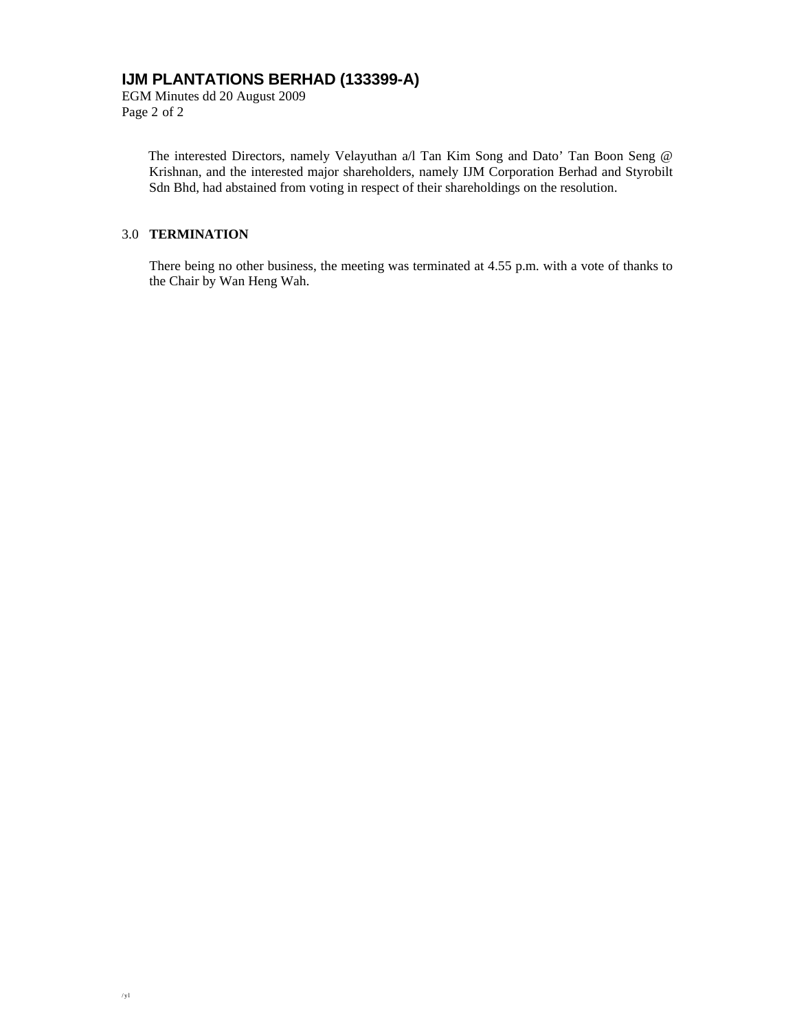The interested Directors, namely Velayuthan a/l Tan Kim Song and Dato' Tan Boon Seng @ Krishnan, and the interested major shareholders, namely IJM Corporation Berhad and Styrobilt Sdn Bhd, had abstained from voting in respect of their shareholdings on the resolution.

## 3.0 TERMINATION

There being no other business, the meeting was terminated at 4.55 p.m. with a vote of thanks to the Chair by Wan Heng Wah.

/yl